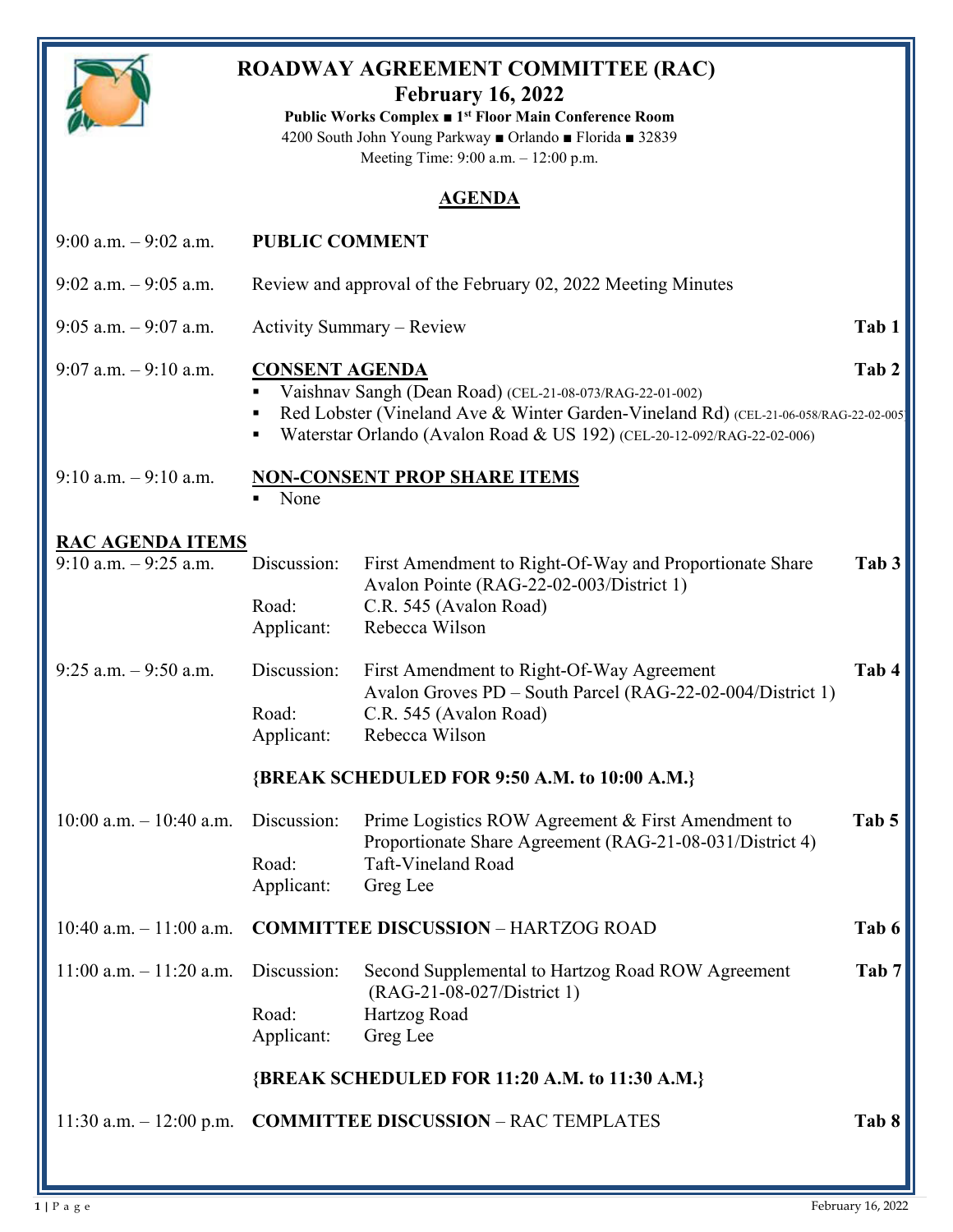# ROADWAY AGREEMENT COMMITTEE (RAC)

## February 16, 2022

**Public Works Complex ■ 1st Floor Main Conference Room**

4200 South John Young Parkway ■ Orlando ■ Florida ■ 32839

Meeting Time: 9:00 a.m. – 12:00 p.m.

## AGENDA

| Time | Item | | Tab |
|---|---|---|---|
| 9:00 a.m. – 9:02 a.m. | **PUBLIC COMMENT** | | |
| 9:02 a.m. – 9:05 a.m. | Review and approval of the February 02, 2022 Meeting Minutes | | |
| 9:05 a.m. – 9:07 a.m. | Activity Summary – Review | | **Tab 1** |
| 9:07 a.m. – 9:10 a.m. | **CONSENT AGENDA** | | **Tab 2** |

- Vaishnav Sangh (Dean Road) (CEL-21-08-073/RAG-22-01-002)
- Red Lobster (Vineland Ave & Winter Garden-Vineland Rd) (CEL-21-06-058/RAG-22-02-005)
- Waterstar Orlando (Avalon Road & US 192) (CEL-20-12-092/RAG-22-02-006)

9:10 a.m. – 9:10 a.m. **NON-CONSENT PROP SHARE ITEMS**

- None

**RAC AGENDA ITEMS**

| Time | | | Tab |
|---|---|---|---|
| 9:10 a.m. – 9:25 a.m. | Discussion: | First Amendment to Right-Of-Way and Proportionate Share Avalon Pointe (RAG-22-02-003/District 1) | **Tab 3** |
| | Road: | C.R. 545 (Avalon Road) | |
| | Applicant: | Rebecca Wilson | |
| 9:25 a.m. – 9:50 a.m. | Discussion: | First Amendment to Right-Of-Way Agreement Avalon Groves PD – South Parcel (RAG-22-02-004/District 1) | **Tab 4** |
| | Road: | C.R. 545 (Avalon Road) | |
| | Applicant: | Rebecca Wilson | |
| | **{BREAK SCHEDULED FOR 9:50 A.M. to 10:00 A.M.}** | | |
| 10:00 a.m. – 10:40 a.m. | Discussion: | Prime Logistics ROW Agreement & First Amendment to Proportionate Share Agreement (RAG-21-08-031/District 4) | **Tab 5** |
| | Road: | Taft-Vineland Road | |
| | Applicant: | Greg Lee | |
| 10:40 a.m. – 11:00 a.m. | **COMMITTEE DISCUSSION** – HARTZOG ROAD | | **Tab 6** |
| 11:00 a.m. – 11:20 a.m. | Discussion: | Second Supplemental to Hartzog Road ROW Agreement (RAG-21-08-027/District 1) | **Tab 7** |
| | Road: | Hartzog Road | |
| | Applicant: | Greg Lee | |
| | **{BREAK SCHEDULED FOR 11:20 A.M. to 11:30 A.M.}** | | |
| 11:30 a.m. – 12:00 p.m. | **COMMITTEE DISCUSSION** – RAC TEMPLATES | | **Tab 8** |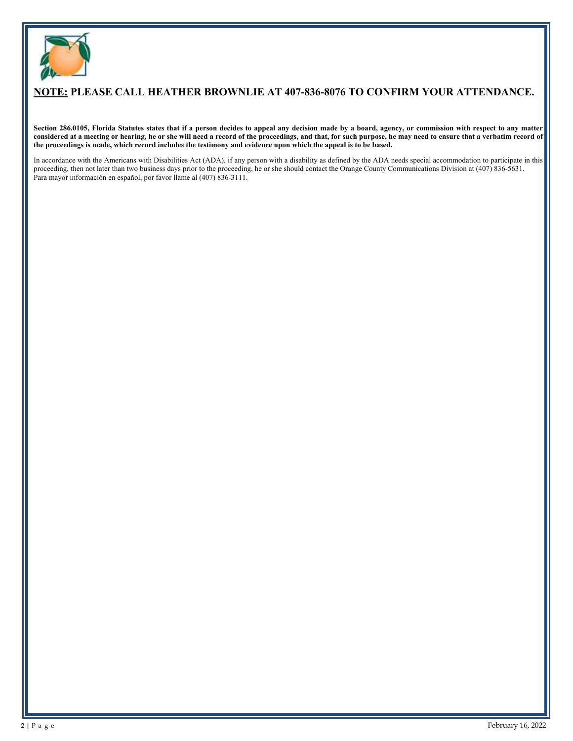**<u>NOTE:</u> PLEASE CALL HEATHER BROWNLIE AT 407-836-8076 TO CONFIRM YOUR ATTENDANCE.**

**Section 286.0105, Florida Statutes states that if a person decides to appeal any decision made by a board, agency, or commission with respect to any matter considered at a meeting or hearing, he or she will need a record of the proceedings, and that, for such purpose, he may need to ensure that a verbatim record of the proceedings is made, which record includes the testimony and evidence upon which the appeal is to be based.**

In accordance with the Americans with Disabilities Act (ADA), if any person with a disability as defined by the ADA needs special accommodation to participate in this proceeding, then not later than two business days prior to the proceeding, he or she should contact the Orange County Communications Division at (407) 836-5631.
Para mayor información en español, por favor llame al (407) 836-3111.